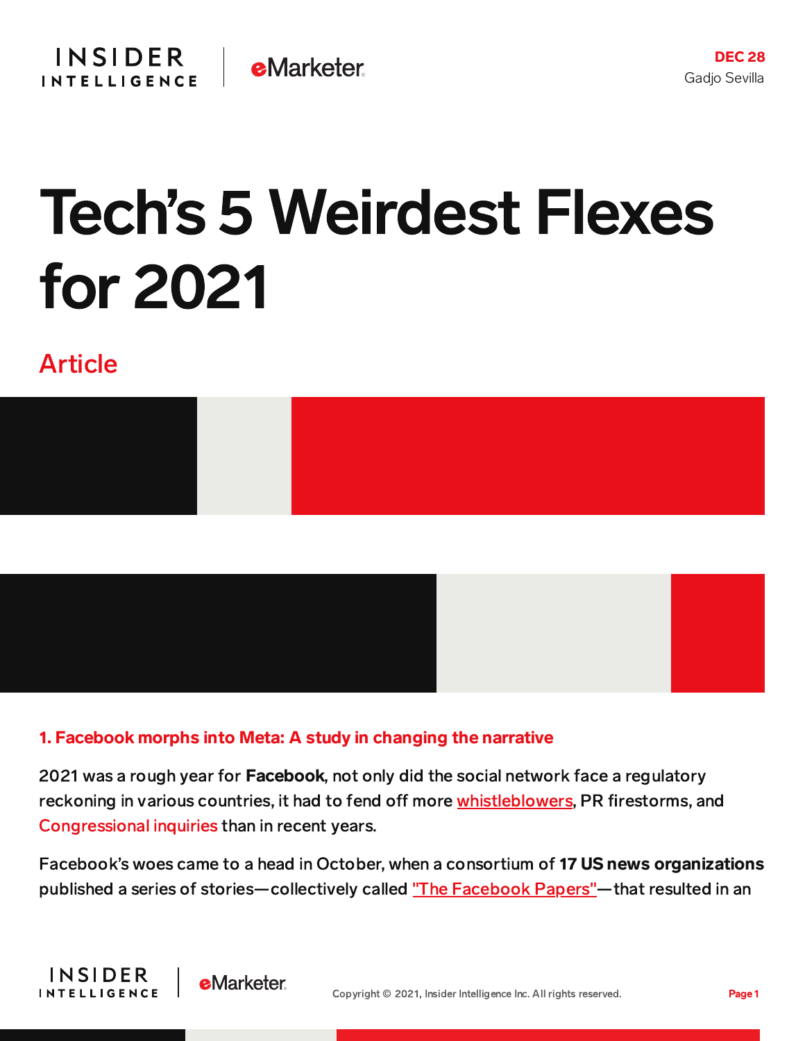DEC 28
Gadjo Sevilla

# Tech's 5 Weirdest Flexes for 2021

Article

### 1. Facebook morphs into Meta: A study in changing the narrative

2021 was a rough year for **Facebook**, not only did the social network face a regulatory reckoning in various countries, it had to fend off more whistleblowers, PR firestorms, and Congressional inquiries than in recent years.

Facebook's woes came to a head in October, when a consortium of **17 US news organizations** published a series of stories—collectively called "The Facebook Papers"—that resulted in an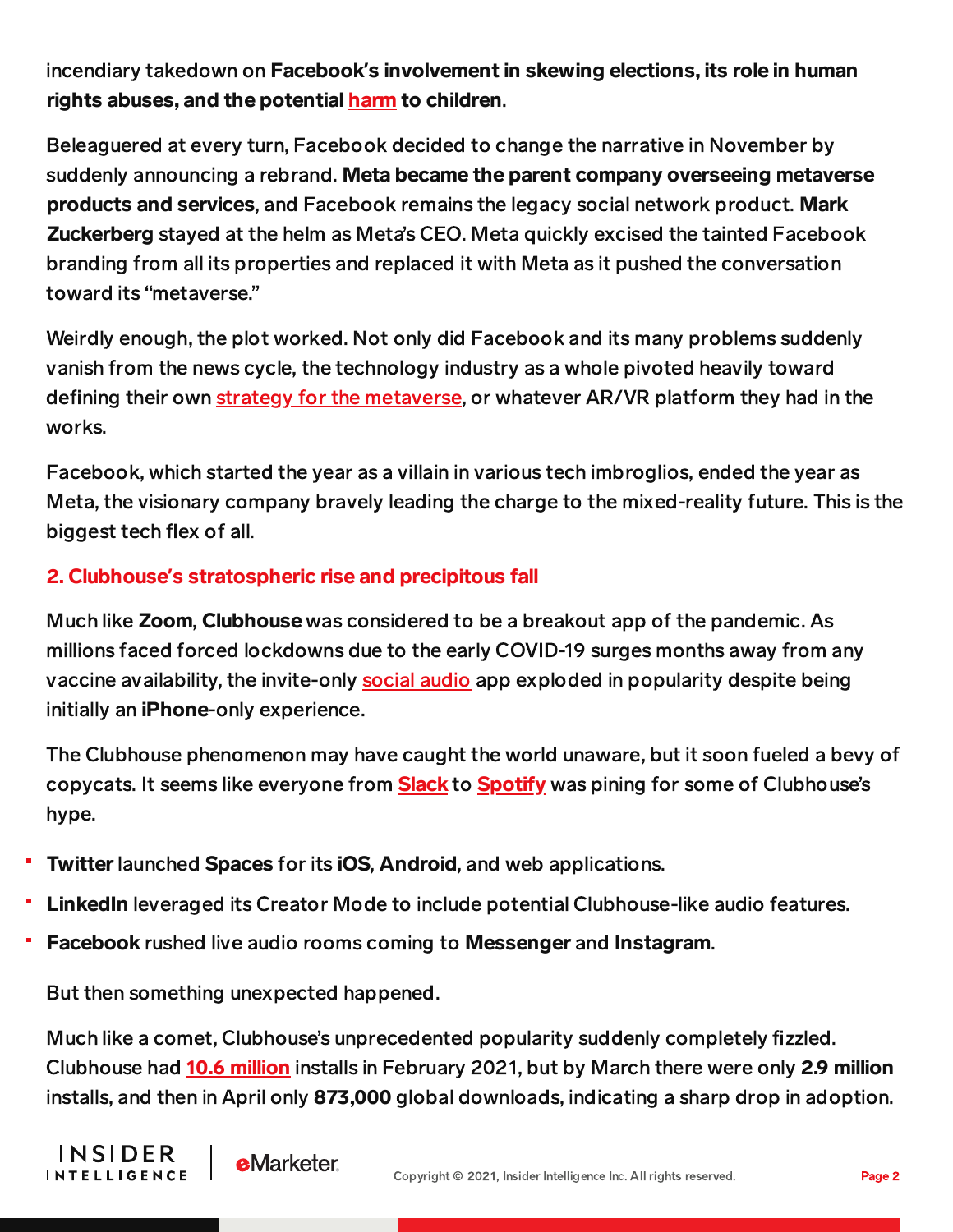incendiary takedown on **Facebook's involvement in skewing elections, its role in human rights abuses, and the potential harm to children**.

Beleaguered at every turn, Facebook decided to change the narrative in November by suddenly announcing a rebrand. **Meta became the parent company overseeing metaverse products and services**, and Facebook remains the legacy social network product. **Mark Zuckerberg** stayed at the helm as Meta's CEO. Meta quickly excised the tainted Facebook branding from all its properties and replaced it with Meta as it pushed the conversation toward its "metaverse."

Weirdly enough, the plot worked. Not only did Facebook and its many problems suddenly vanish from the news cycle, the technology industry as a whole pivoted heavily toward defining their own strategy for the metaverse, or whatever AR/VR platform they had in the works.

Facebook, which started the year as a villain in various tech imbroglios, ended the year as Meta, the visionary company bravely leading the charge to the mixed-reality future. This is the biggest tech flex of all.

### 2. Clubhouse's stratospheric rise and precipitous fall

Much like **Zoom**, **Clubhouse** was considered to be a breakout app of the pandemic. As millions faced forced lockdowns due to the early COVID-19 surges months away from any vaccine availability, the invite-only social audio app exploded in popularity despite being initially an **iPhone**-only experience.

The Clubhouse phenomenon may have caught the world unaware, but it soon fueled a bevy of copycats. It seems like everyone from **Slack** to **Spotify** was pining for some of Clubhouse's hype.

- **Twitter** launched **Spaces** for its **iOS**, **Android**, and web applications.
- **LinkedIn** leveraged its Creator Mode to include potential Clubhouse-like audio features.
- **Facebook** rushed live audio rooms coming to **Messenger** and **Instagram**.

But then something unexpected happened.

Much like a comet, Clubhouse's unprecedented popularity suddenly completely fizzled. Clubhouse had **10.6 million** installs in February 2021, but by March there were only **2.9 million** installs, and then in April only **873,000** global downloads, indicating a sharp drop in adoption.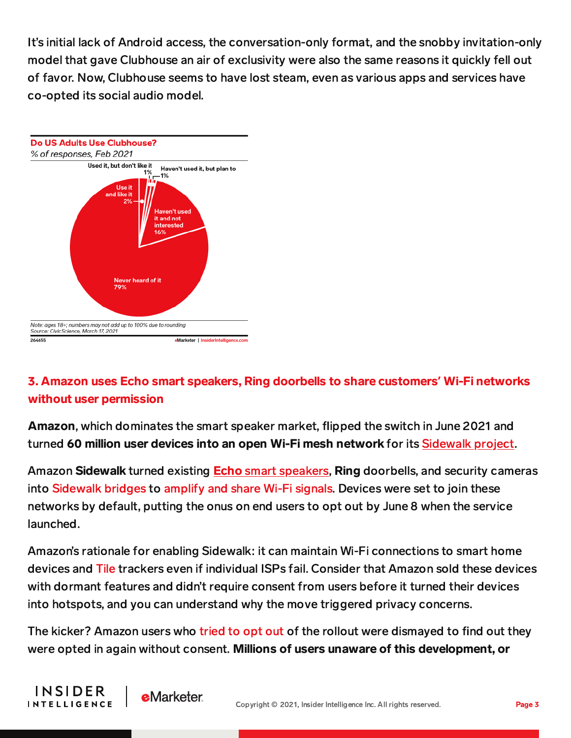It's initial lack of Android access, the conversation-only format, and the snobby invitation-only model that gave Clubhouse an air of exclusivity were also the same reasons it quickly fell out of favor. Now, Clubhouse seems to have lost steam, even as various apps and services have co-opted its social audio model.

**Do US Adults Use Clubhouse?**
*% of responses, Feb 2021*

| Response | % |
|---|---|
| Never heard of it | 79% |
| Haven't used it and not interested | 16% |
| Use it and like it | 2% |
| Used it, but don't like it | 1% |
| Haven't used it, but plan to | 1% |

*Note: ages 18+; numbers may not add up to 100% due to rounding*
*Source: CivicScience, March 17, 2021*

264655 eMarketer | InsiderIntelligence.com

### 3. Amazon uses Echo smart speakers, Ring doorbells to share customers' Wi-Fi networks without user permission

**Amazon**, which dominates the smart speaker market, flipped the switch in June 2021 and turned **60 million user devices into an open Wi-Fi mesh network** for its Sidewalk project.

Amazon **Sidewalk** turned existing **Echo** smart speakers, **Ring** doorbells, and security cameras into Sidewalk bridges to amplify and share Wi-Fi signals. Devices were set to join these networks by default, putting the onus on end users to opt out by June 8 when the service launched.

Amazon's rationale for enabling Sidewalk: it can maintain Wi-Fi connections to smart home devices and Tile trackers even if individual ISPs fail. Consider that Amazon sold these devices with dormant features and didn't require consent from users before it turned their devices into hotspots, and you can understand why the move triggered privacy concerns.

The kicker? Amazon users who tried to opt out of the rollout were dismayed to find out they were opted in again without consent. **Millions of users unaware of this development, or**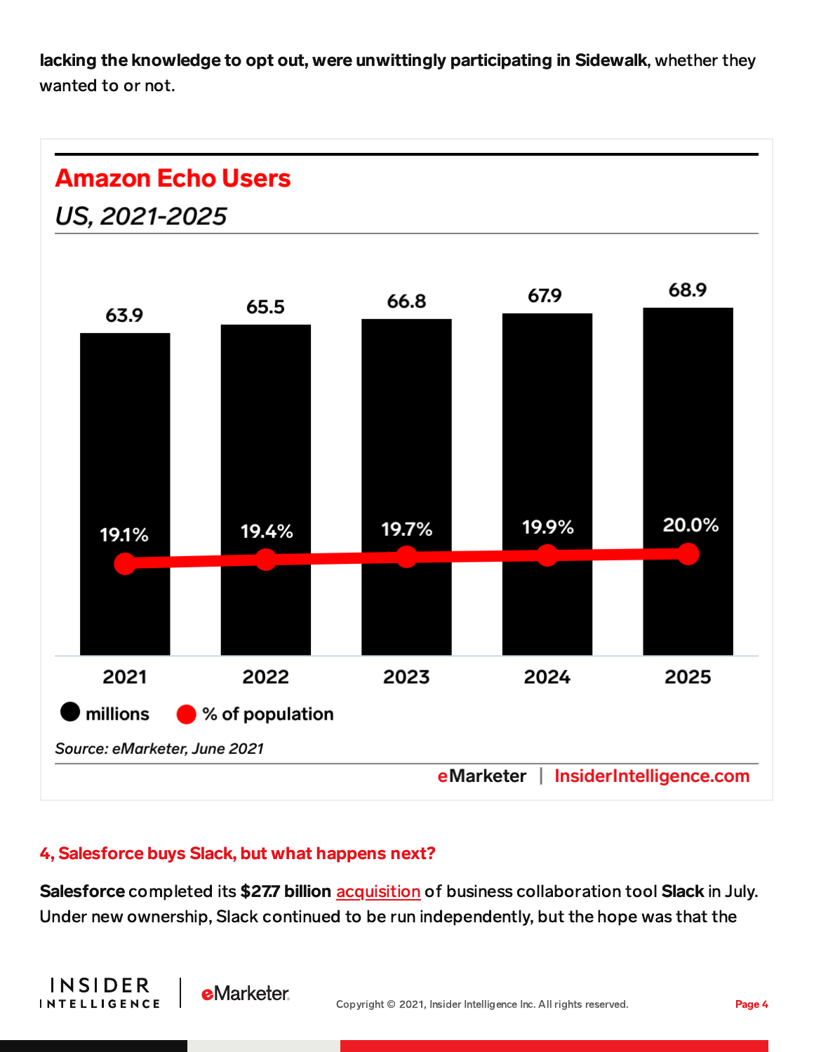**lacking the knowledge to opt out, were unwittingly participating in Sidewalk**, whether they wanted to or not.

## Amazon Echo Users

*US, 2021-2025*

| Year | millions | % of population |
|---|---|---|
| 2021 | 63.9 | 19.1% |
| 2022 | 65.5 | 19.4% |
| 2023 | 66.8 | 19.7% |
| 2024 | 67.9 | 19.9% |
| 2025 | 68.9 | 20.0% |

*Source: eMarketer, June 2021*

eMarketer | InsiderIntelligence.com

### 4, Salesforce buys Slack, but what happens next?

**Salesforce** completed its **$27.7 billion** acquisition of business collaboration tool **Slack** in July. Under new ownership, Slack continued to be run independently, but the hope was that the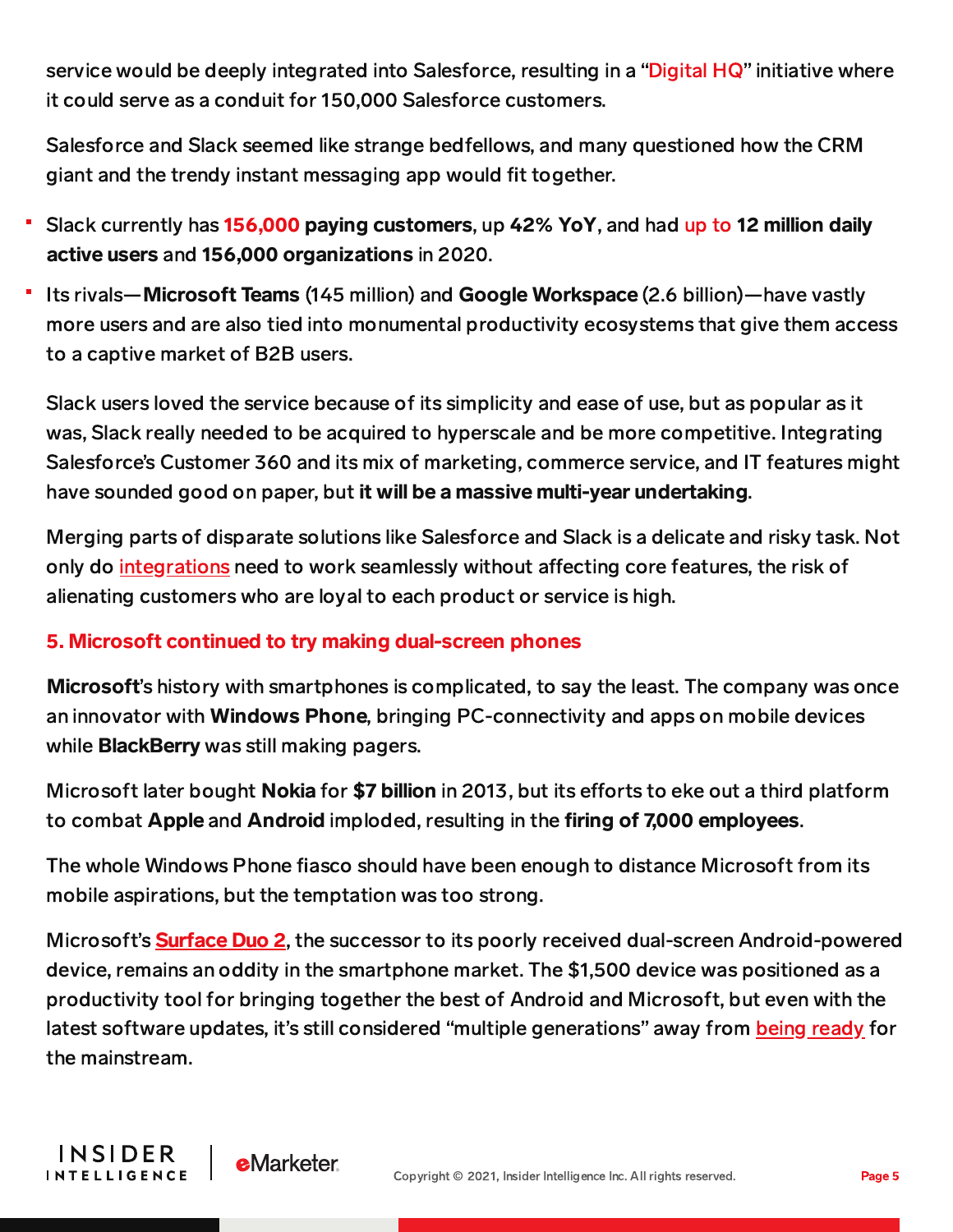service would be deeply integrated into Salesforce, resulting in a "Digital HQ" initiative where it could serve as a conduit for 150,000 Salesforce customers.

Salesforce and Slack seemed like strange bedfellows, and many questioned how the CRM giant and the trendy instant messaging app would fit together.

- Slack currently has **156,000 paying customers**, up **42% YoY**, and had up to **12 million daily active users** and **156,000 organizations** in 2020.
- Its rivals—**Microsoft Teams** (145 million) and **Google Workspace** (2.6 billion)—have vastly more users and are also tied into monumental productivity ecosystems that give them access to a captive market of B2B users.

Slack users loved the service because of its simplicity and ease of use, but as popular as it was, Slack really needed to be acquired to hyperscale and be more competitive. Integrating Salesforce's Customer 360 and its mix of marketing, commerce service, and IT features might have sounded good on paper, but **it will be a massive multi-year undertaking**.

Merging parts of disparate solutions like Salesforce and Slack is a delicate and risky task. Not only do integrations need to work seamlessly without affecting core features, the risk of alienating customers who are loyal to each product or service is high.

### 5. Microsoft continued to try making dual-screen phones

**Microsoft**'s history with smartphones is complicated, to say the least. The company was once an innovator with **Windows Phone**, bringing PC-connectivity and apps on mobile devices while **BlackBerry** was still making pagers.

Microsoft later bought **Nokia** for **$7 billion** in 2013, but its efforts to eke out a third platform to combat **Apple** and **Android** imploded, resulting in the **firing of 7,000 employees**.

The whole Windows Phone fiasco should have been enough to distance Microsoft from its mobile aspirations, but the temptation was too strong.

Microsoft's **Surface Duo 2**, the successor to its poorly received dual-screen Android-powered device, remains an oddity in the smartphone market. The $1,500 device was positioned as a productivity tool for bringing together the best of Android and Microsoft, but even with the latest software updates, it's still considered "multiple generations" away from being ready for the mainstream.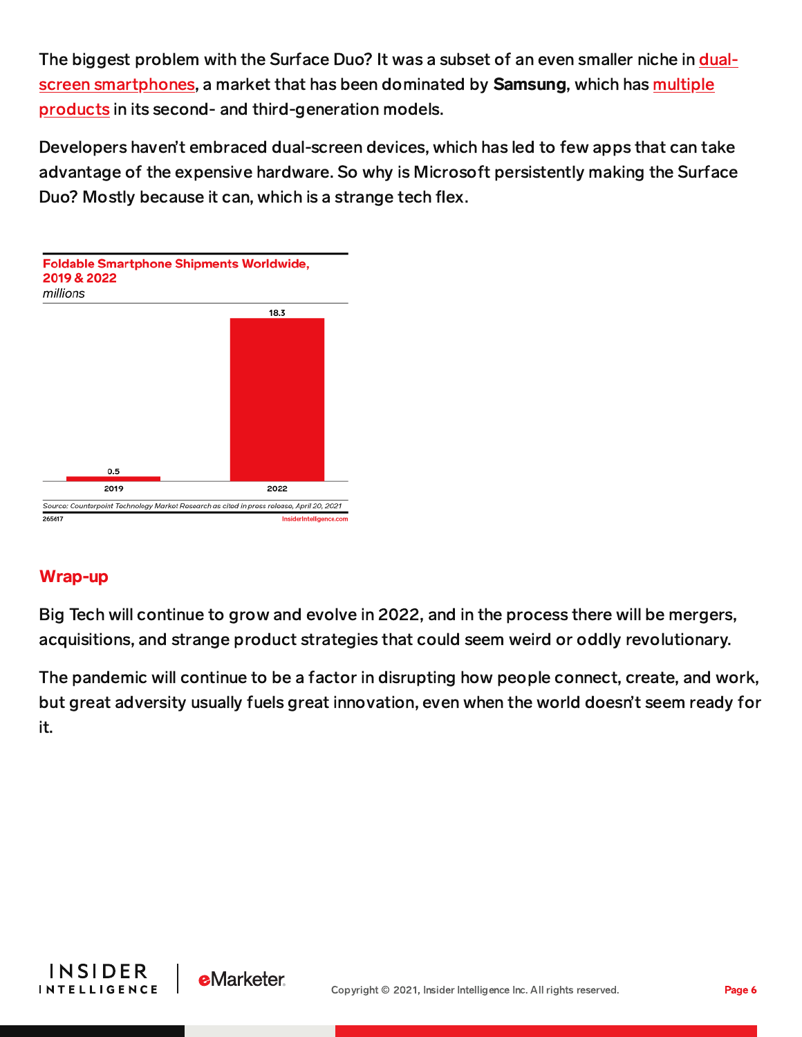The biggest problem with the Surface Duo? It was a subset of an even smaller niche in dual-screen smartphones, a market that has been dominated by **Samsung**, which has multiple products in its second- and third-generation models.

Developers haven't embraced dual-screen devices, which has led to few apps that can take advantage of the expensive hardware. So why is Microsoft persistently making the Surface Duo? Mostly because it can, which is a strange tech flex.

**Foldable Smartphone Shipments Worldwide, 2019 & 2022**
*millions*

18.3

0.5

2019

2022

*Source: Counterpoint Technology Market Research as cited in press release, April 20, 2021*
265617
InsiderIntelligence.com

## Wrap-up

Big Tech will continue to grow and evolve in 2022, and in the process there will be mergers, acquisitions, and strange product strategies that could seem weird or oddly revolutionary.

The pandemic will continue to be a factor in disrupting how people connect, create, and work, but great adversity usually fuels great innovation, even when the world doesn't seem ready for it.